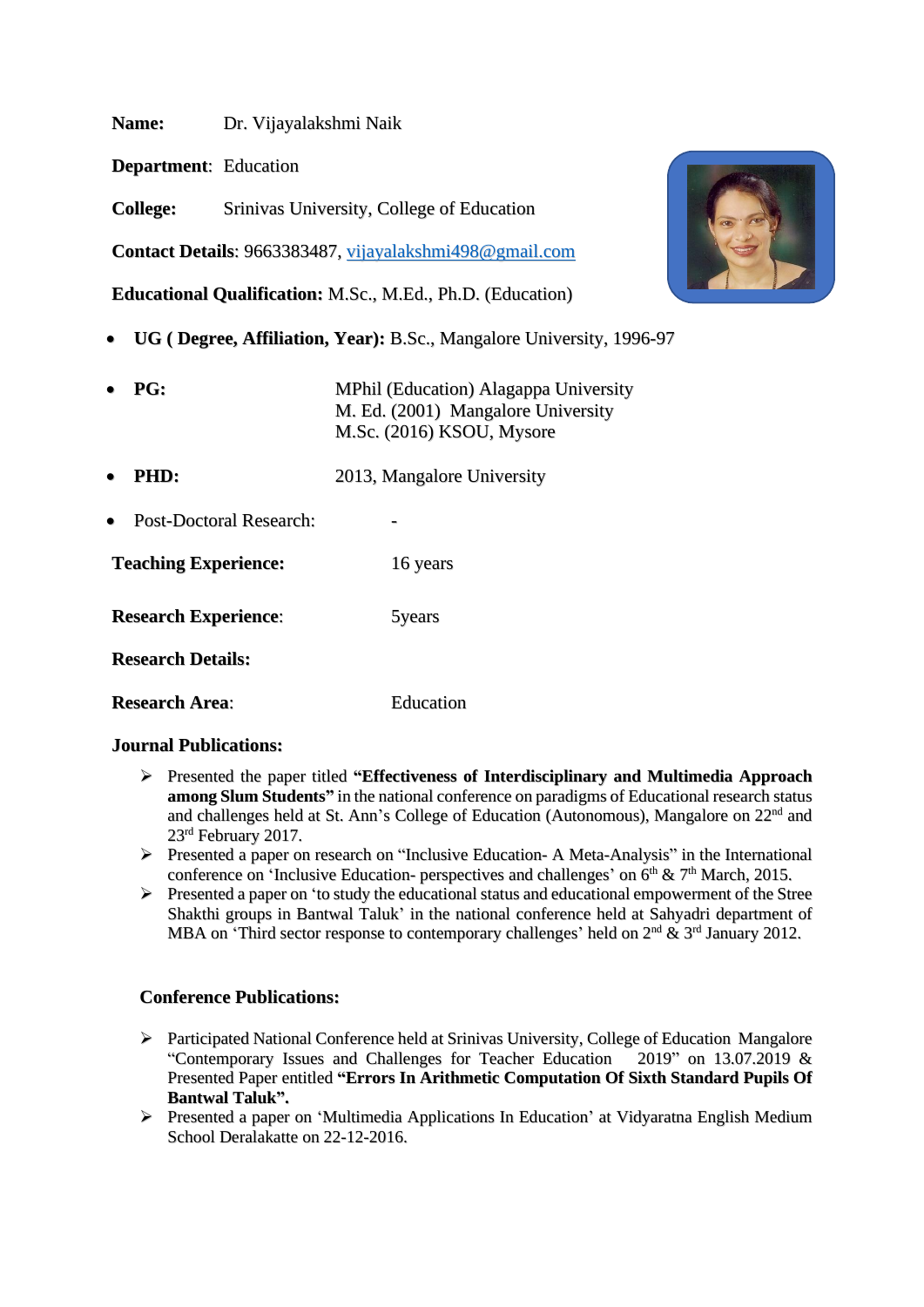**Name:** Dr. Vijayalakshmi Naik

**Department**: Education

**College:** Srinivas University, College of Education

**Contact Details**: 9663383487, vijayalakshmi498@gmail.com

**Educational Qualification:** M.Sc., M.Ed., Ph.D. (Education)

- **UG ( Degree, Affiliation, Year):** B.Sc., Mangalore University, 1996-97
- **PG:** MPhil (Education) Alagappa University
  M. Ed. (2001) Mangalore University
  M.Sc. (2016) KSOU, Mysore
- **PHD:** 2013, Mangalore University
- Post-Doctoral Research: -

**Teaching Experience:** 16 years

**Research Experience**: 5years

**Research Details:**

**Research Area**: Education

**Journal Publications:**

- Presented the paper titled **"Effectiveness of Interdisciplinary and Multimedia Approach among Slum Students"** in the national conference on paradigms of Educational research status and challenges held at St. Ann's College of Education (Autonomous), Mangalore on 22nd and 23rd February 2017.
- Presented a paper on research on "Inclusive Education- A Meta-Analysis" in the International conference on 'Inclusive Education- perspectives and challenges' on 6th & 7th March, 2015.
- Presented a paper on 'to study the educational status and educational empowerment of the Stree Shakthi groups in Bantwal Taluk' in the national conference held at Sahyadri department of MBA on 'Third sector response to contemporary challenges' held on 2nd & 3rd January 2012.

**Conference Publications:**

- Participated National Conference held at Srinivas University, College of Education Mangalore "Contemporary Issues and Challenges for Teacher Education 2019" on 13.07.2019 & Presented Paper entitled **"Errors In Arithmetic Computation Of Sixth Standard Pupils Of Bantwal Taluk".**
- Presented a paper on 'Multimedia Applications In Education' at Vidyaratna English Medium School Deralakatte on 22-12-2016.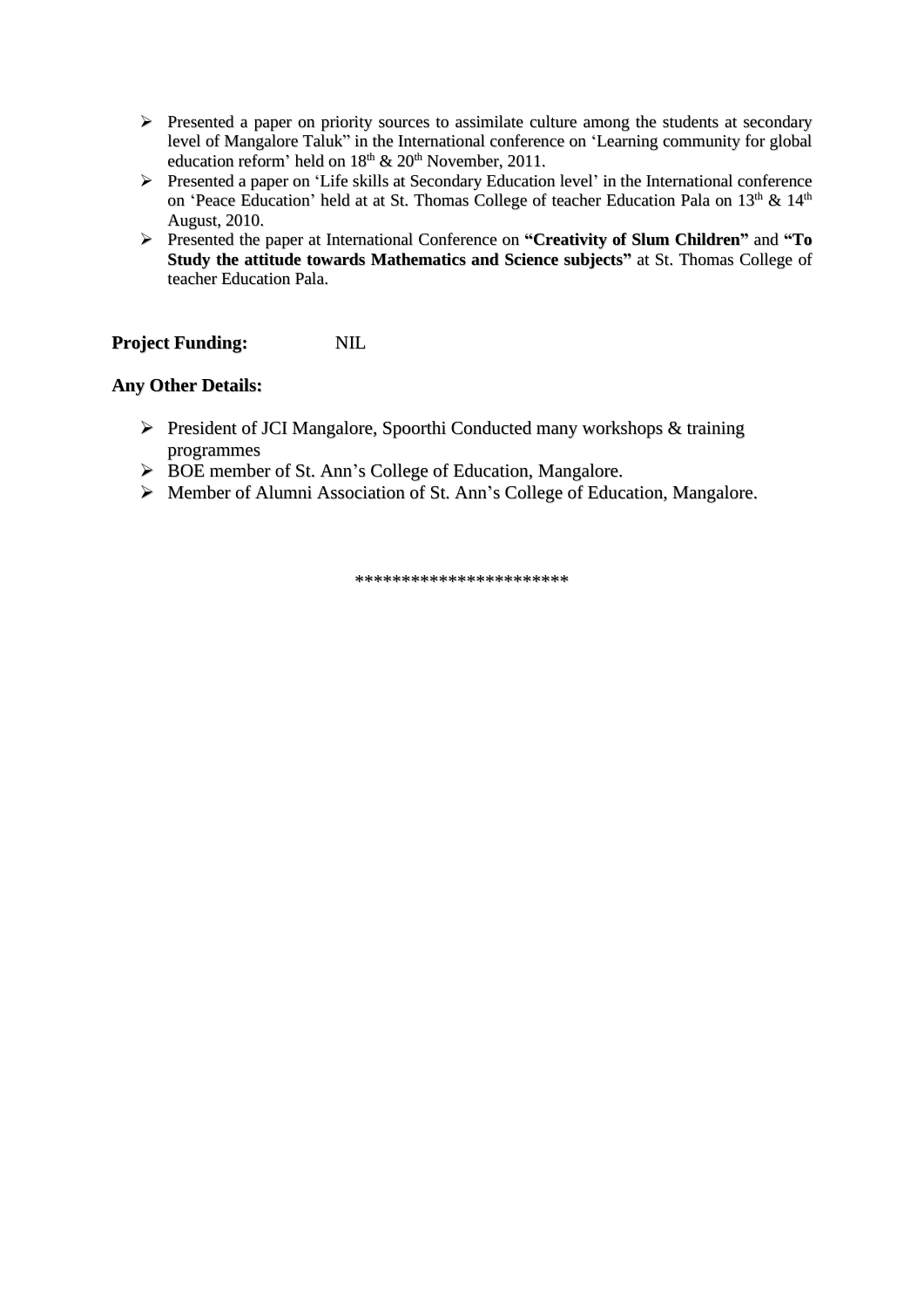- Presented a paper on priority sources to assimilate culture among the students at secondary level of Mangalore Taluk" in the International conference on 'Learning community for global education reform' held on 18th & 20th November, 2011.
- Presented a paper on 'Life skills at Secondary Education level' in the International conference on 'Peace Education' held at at St. Thomas College of teacher Education Pala on 13th & 14th August, 2010.
- Presented the paper at International Conference on **"Creativity of Slum Children"** and **"To Study the attitude towards Mathematics and Science subjects"** at St. Thomas College of teacher Education Pala.

**Project Funding:** NIL

**Any Other Details:**

- President of JCI Mangalore, Spoorthi Conducted many workshops & training programmes
- BOE member of St. Ann's College of Education, Mangalore.
- Member of Alumni Association of St. Ann's College of Education, Mangalore.

**********************